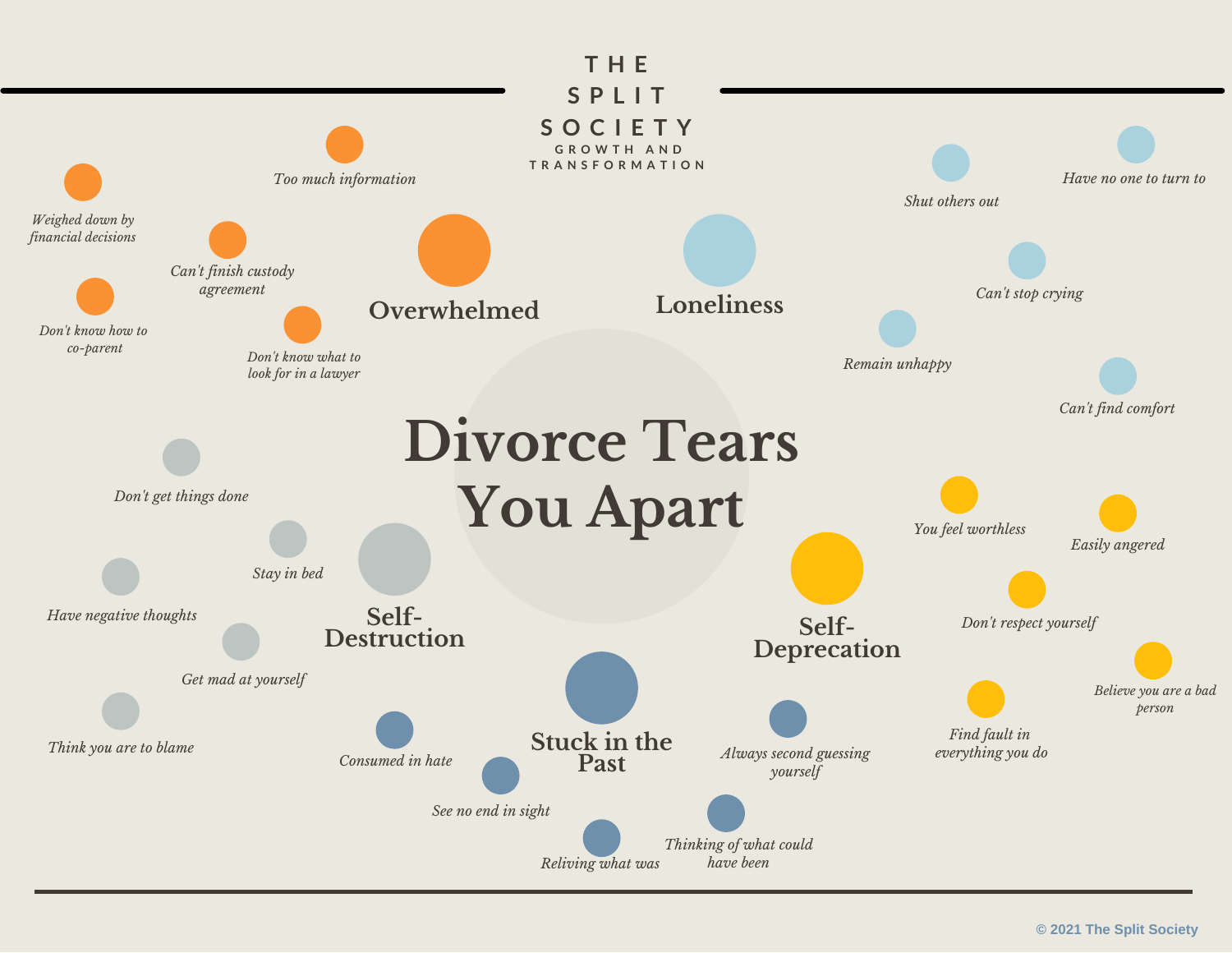# THE SPLIT SOCIETY

GROWTH AND TRANSFORMATION

# Divorce Tears You Apart

## Overwhelmed

- *Too much information*
- *Weighed down by financial decisions*
- *Can't finish custody agreement*
- *Don't know how to co-parent*
- *Don't know what to look for in a lawyer*

## Loneliness

- *Shut others out*
- *Have no one to turn to*
- *Can't stop crying*
- *Remain unhappy*
- *Can't find comfort*

## Self-Destruction

- *Don't get things done*
- *Stay in bed*
- *Have negative thoughts*
- *Get mad at yourself*
- *Think you are to blame*

## Self-Deprecation

- *You feel worthless*
- *Easily angered*
- *Don't respect yourself*
- *Believe you are a bad person*
- *Find fault in everything you do*

## Stuck in the Past

- *Consumed in hate*
- *See no end in sight*
- *Reliving what was*
- *Thinking of what could have been*
- *Always second guessing yourself*

© 2021 The Split Society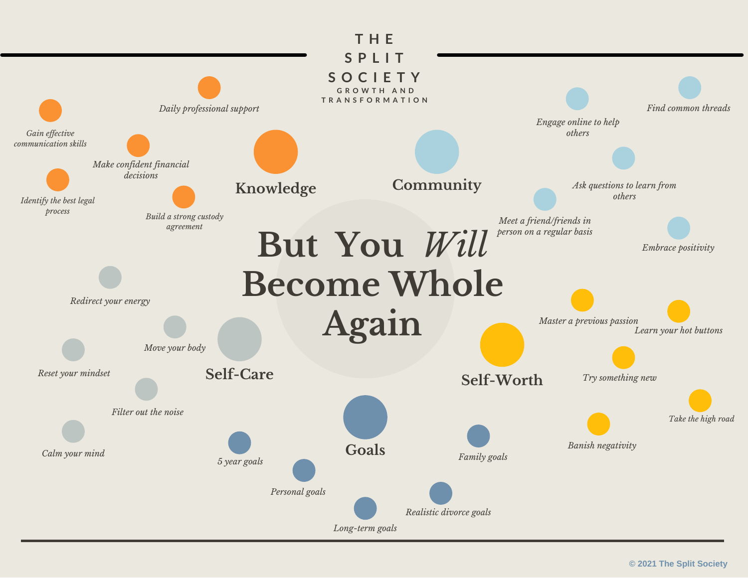# THE SPLIT SOCIETY

GROWTH AND TRANSFORMATION

## But You *Will* Become Whole Again

### Knowledge

- *Daily professional support*
- *Gain effective communication skills*
- *Make confident financial decisions*
- *Identify the best legal process*
- *Build a strong custody agreement*

### Community

- *Engage online to help others*
- *Find common threads*
- *Ask questions to learn from others*
- *Meet a friend/friends in person on a regular basis*
- *Embrace positivity*

### Self-Care

- *Redirect your energy*
- *Move your body*
- *Reset your mindset*
- *Filter out the noise*
- *Calm your mind*

### Self-Worth

- *Master a previous passion*
- *Learn your hot buttons*
- *Try something new*
- *Take the high road*
- *Banish negativity*

### Goals

- *5 year goals*
- *Personal goals*
- *Long-term goals*
- *Realistic divorce goals*
- *Family goals*

© 2021 The Split Society